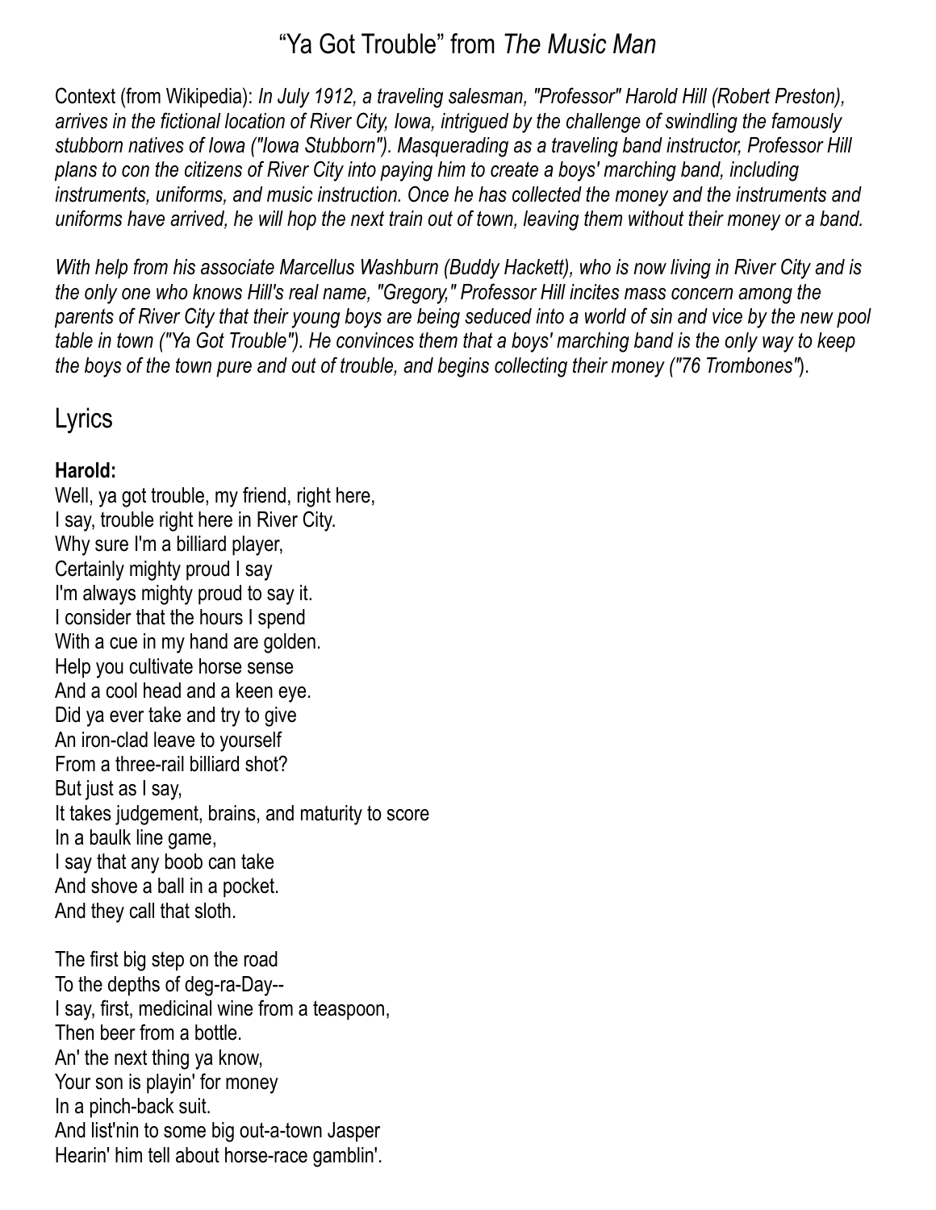# “Ya Got Trouble” from *The Music Man*

Context (from Wikipedia): *In July 1912, a traveling salesman, "Professor" Harold Hill (Robert Preston), arrives in the fictional location of River City, Iowa, intrigued by the challenge of swindling the famously stubborn natives of Iowa ("Iowa Stubborn"). Masquerading as a traveling band instructor, Professor Hill plans to con the citizens of River City into paying him to create a boys' marching band, including instruments, uniforms, and music instruction. Once he has collected the money and the instruments and uniforms have arrived, he will hop the next train out of town, leaving them without their money or a band.*

*With help from his associate Marcellus Washburn (Buddy Hackett), who is now living in River City and is the only one who knows Hill's real name, "Gregory," Professor Hill incites mass concern among the parents of River City that their young boys are being seduced into a world of sin and vice by the new pool table in town ("Ya Got Trouble"). He convinces them that a boys' marching band is the only way to keep the boys of the town pure and out of trouble, and begins collecting their money ("76 Trombones").*

## Lyrics

**Harold:**
Well, ya got trouble, my friend, right here,
I say, trouble right here in River City.
Why sure I'm a billiard player,
Certainly mighty proud I say
I'm always mighty proud to say it.
I consider that the hours I spend
With a cue in my hand are golden.
Help you cultivate horse sense
And a cool head and a keen eye.
Did ya ever take and try to give
An iron-clad leave to yourself
From a three-rail billiard shot?
But just as I say,
It takes judgement, brains, and maturity to score
In a baulk line game,
I say that any boob can take
And shove a ball in a pocket.
And they call that sloth.

The first big step on the road
To the depths of deg-ra-Day--
I say, first, medicinal wine from a teaspoon,
Then beer from a bottle.
An' the next thing ya know,
Your son is playin' for money
In a pinch-back suit.
And list'nin to some big out-a-town Jasper
Hearin' him tell about horse-race gamblin'.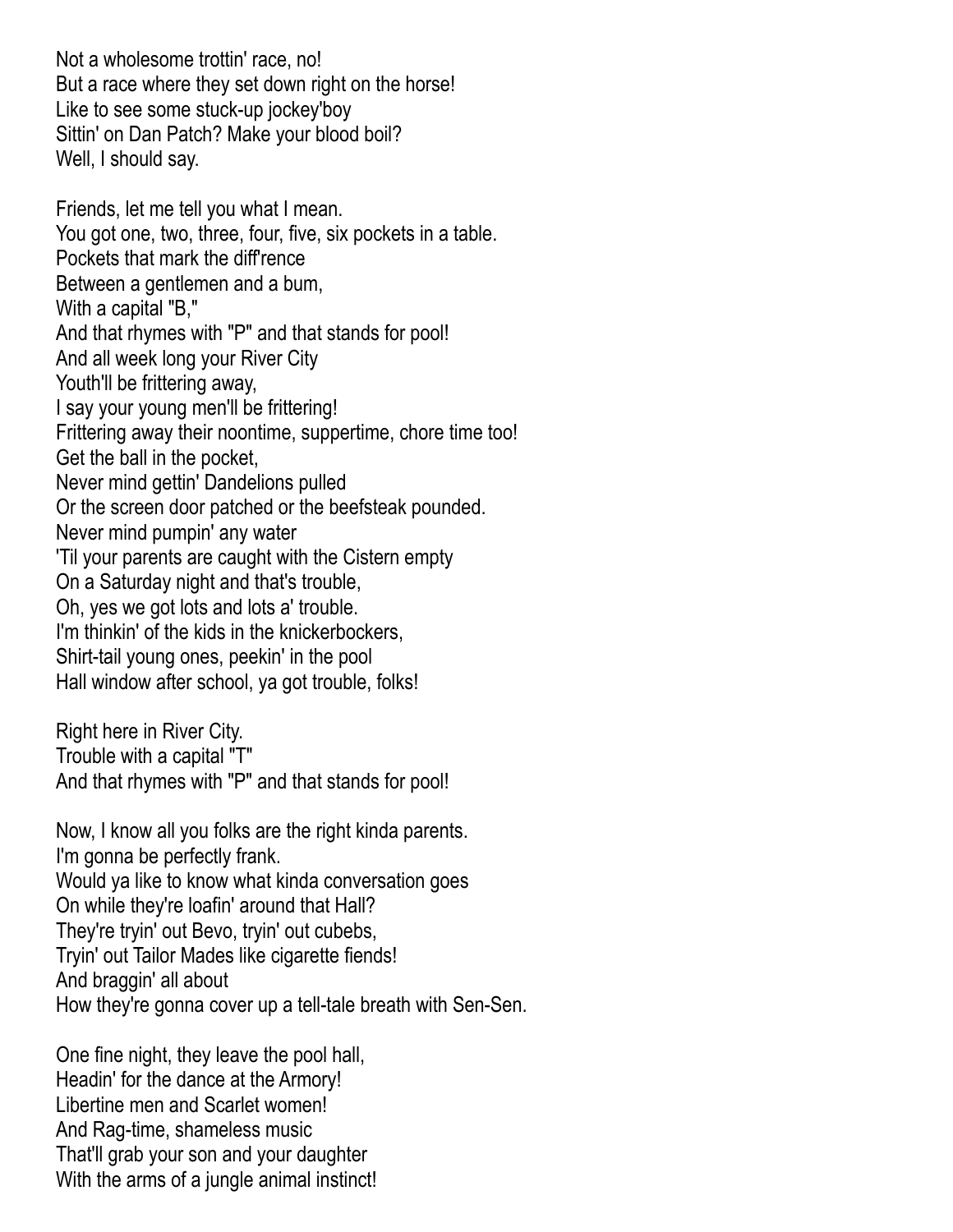Not a wholesome trottin' race, no!
But a race where they set down right on the horse!
Like to see some stuck-up jockey'boy
Sittin' on Dan Patch? Make your blood boil?
Well, I should say.

Friends, let me tell you what I mean.
You got one, two, three, four, five, six pockets in a table.
Pockets that mark the diff'rence
Between a gentlemen and a bum,
With a capital "B,"
And that rhymes with "P" and that stands for pool!
And all week long your River City
Youth'll be frittering away,
I say your young men'll be frittering!
Frittering away their noontime, suppertime, chore time too!
Get the ball in the pocket,
Never mind gettin' Dandelions pulled
Or the screen door patched or the beefsteak pounded.
Never mind pumpin' any water
'Til your parents are caught with the Cistern empty
On a Saturday night and that's trouble,
Oh, yes we got lots and lots a' trouble.
I'm thinkin' of the kids in the knickerbockers,
Shirt-tail young ones, peekin' in the pool
Hall window after school, ya got trouble, folks!

Right here in River City.
Trouble with a capital "T"
And that rhymes with "P" and that stands for pool!

Now, I know all you folks are the right kinda parents.
I'm gonna be perfectly frank.
Would ya like to know what kinda conversation goes
On while they're loafin' around that Hall?
They're tryin' out Bevo, tryin' out cubebs,
Tryin' out Tailor Mades like cigarette fiends!
And braggin' all about
How they're gonna cover up a tell-tale breath with Sen-Sen.

One fine night, they leave the pool hall,
Headin' for the dance at the Armory!
Libertine men and Scarlet women!
And Rag-time, shameless music
That'll grab your son and your daughter
With the arms of a jungle animal instinct!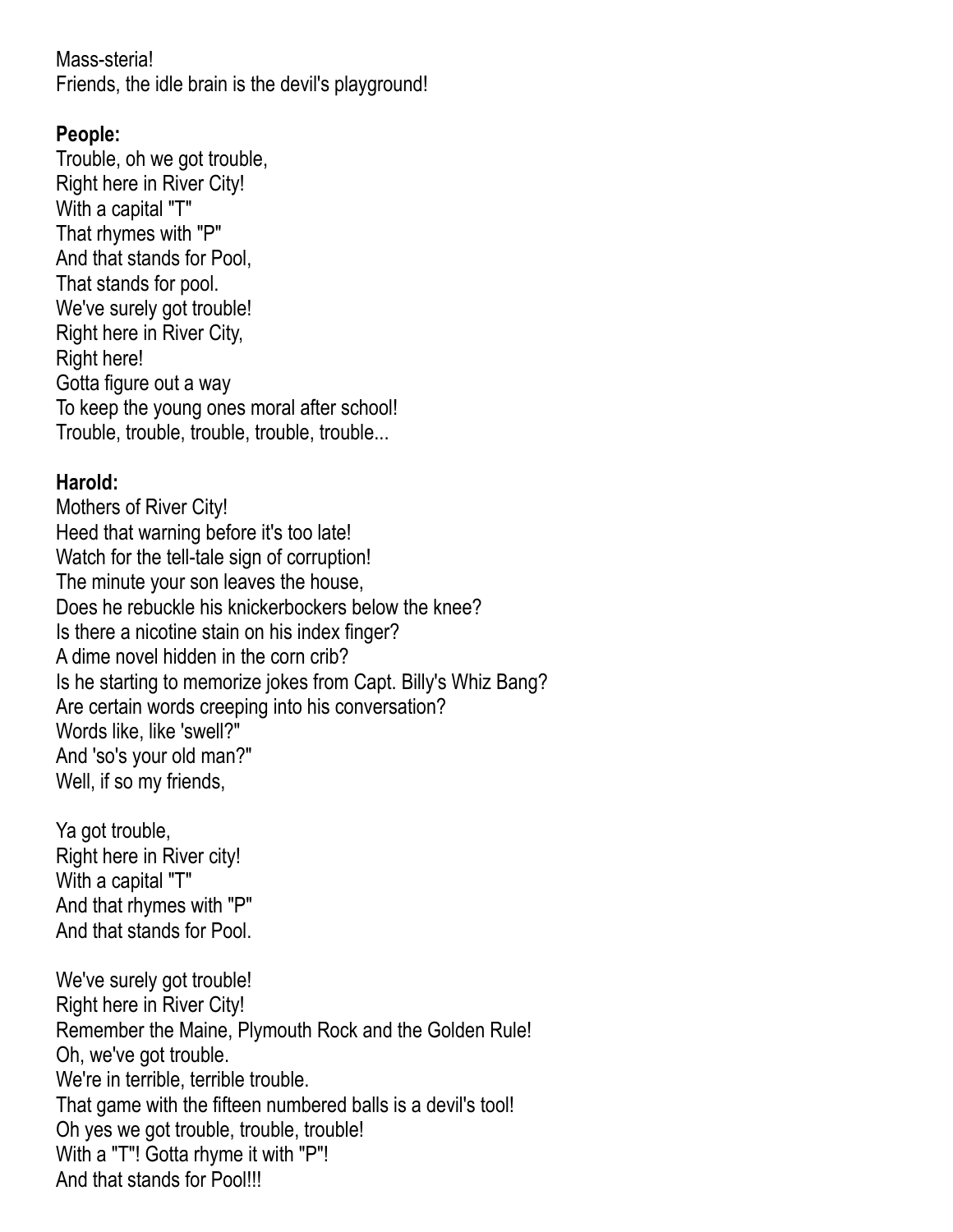Mass-steria!
Friends, the idle brain is the devil's playground!

**People:**
Trouble, oh we got trouble,
Right here in River City!
With a capital "T"
That rhymes with "P"
And that stands for Pool,
That stands for pool.
We've surely got trouble!
Right here in River City,
Right here!
Gotta figure out a way
To keep the young ones moral after school!
Trouble, trouble, trouble, trouble, trouble...

**Harold:**
Mothers of River City!
Heed that warning before it's too late!
Watch for the tell-tale sign of corruption!
The minute your son leaves the house,
Does he rebuckle his knickerbockers below the knee?
Is there a nicotine stain on his index finger?
A dime novel hidden in the corn crib?
Is he starting to memorize jokes from Capt. Billy's Whiz Bang?
Are certain words creeping into his conversation?
Words like, like 'swell?"
And 'so's your old man?"
Well, if so my friends,

Ya got trouble,
Right here in River city!
With a capital "T"
And that rhymes with "P"
And that stands for Pool.

We've surely got trouble!
Right here in River City!
Remember the Maine, Plymouth Rock and the Golden Rule!
Oh, we've got trouble.
We're in terrible, terrible trouble.
That game with the fifteen numbered balls is a devil's tool!
Oh yes we got trouble, trouble, trouble!
With a "T"! Gotta rhyme it with "P"!
And that stands for Pool!!!